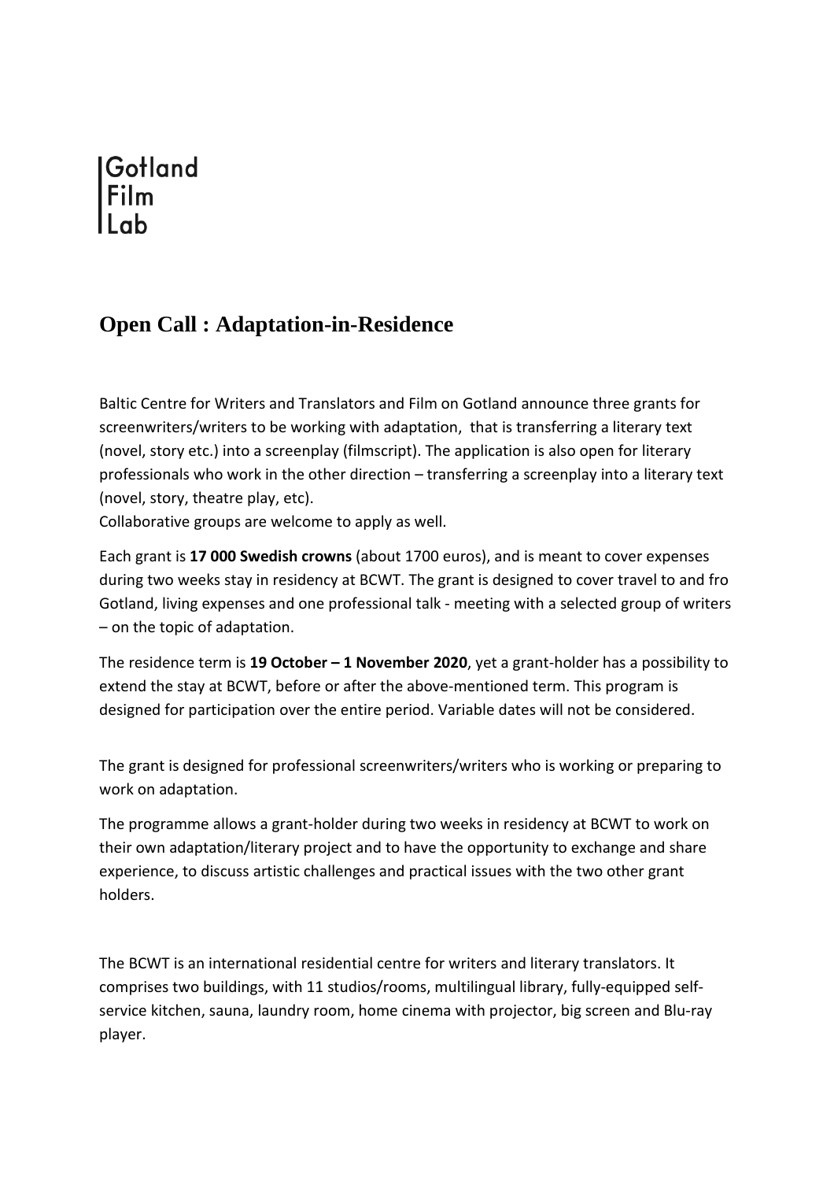Gotland
Film
Lab

## Open Call : Adaptation-in-Residence

Baltic Centre for Writers and Translators and Film on Gotland announce three grants for screenwriters/writers to be working with adaptation,  that is transferring a literary text (novel, story etc.) into a screenplay (filmscript). The application is also open for literary professionals who work in the other direction – transferring a screenplay into a literary text (novel, story, theatre play, etc).
Collaborative groups are welcome to apply as well.

Each grant is **17 000 Swedish crowns** (about 1700 euros), and is meant to cover expenses during two weeks stay in residency at BCWT. The grant is designed to cover travel to and fro Gotland, living expenses and one professional talk - meeting with a selected group of writers – on the topic of adaptation.

The residence term is **19 October – 1 November 2020**, yet a grant-holder has a possibility to extend the stay at BCWT, before or after the above-mentioned term. This program is designed for participation over the entire period. Variable dates will not be considered.

The grant is designed for professional screenwriters/writers who is working or preparing to work on adaptation.

The programme allows a grant-holder during two weeks in residency at BCWT to work on their own adaptation/literary project and to have the opportunity to exchange and share experience, to discuss artistic challenges and practical issues with the two other grant holders.

The BCWT is an international residential centre for writers and literary translators. It comprises two buildings, with 11 studios/rooms, multilingual library, fully-equipped self-service kitchen, sauna, laundry room, home cinema with projector, big screen and Blu-ray player.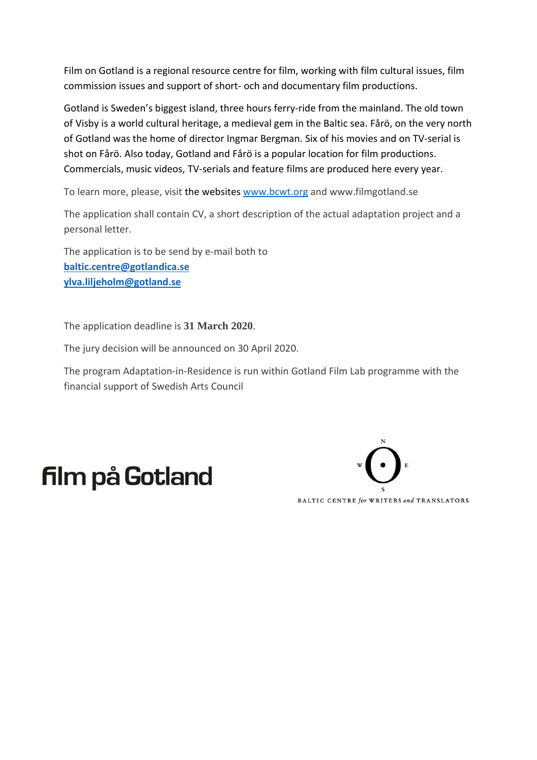Film on Gotland is a regional resource centre for film, working with film cultural issues, film commission issues and support of short- och and documentary film productions.

Gotland is Sweden's biggest island, three hours ferry-ride from the mainland. The old town of Visby is a world cultural heritage, a medieval gem in the Baltic sea. Fårö, on the very north of Gotland was the home of director Ingmar Bergman. Six of his movies and on TV-serial is shot on Fårö. Also today, Gotland and Fårö is a popular location for film productions. Commercials, music videos, TV-serials and feature films are produced here every year.

To learn more, please, visit the websites www.bcwt.org and www.filmgotland.se

The application shall contain CV, a short description of the actual adaptation project and a personal letter.

The application is to be send by e-mail both to
**baltic.centre@gotlandica.se**
**ylva.liljeholm@gotland.se**

The application deadline is **31 March 2020**.

The jury decision will be announced on 30 April 2020.

The program Adaptation-in-Residence is run within Gotland Film Lab programme with the financial support of Swedish Arts Council

film på Gotland

BALTIC CENTRE *for* WRITERS *and* TRANSLATORS